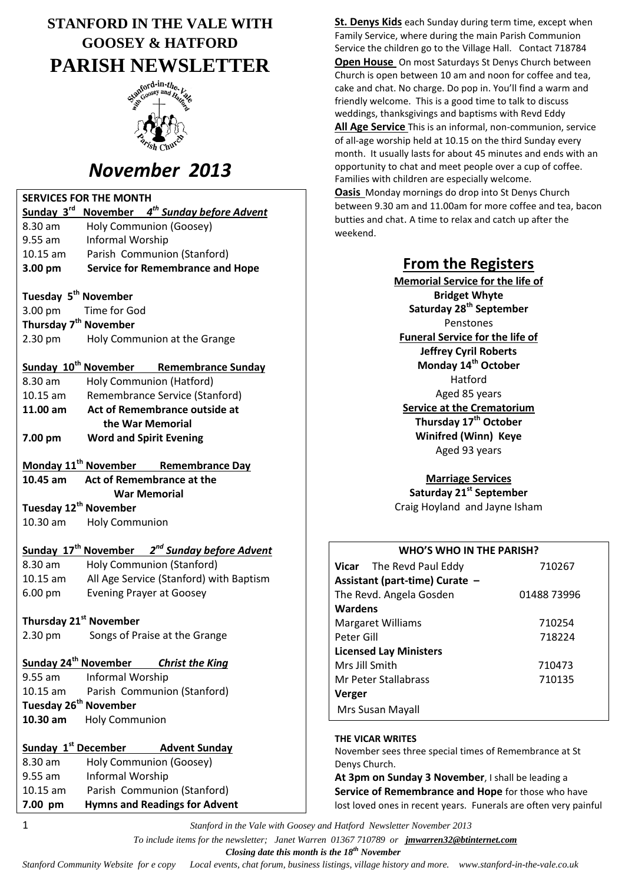# STANFORD IN THE VALE WITH GOOSEY & HATFORD PARISH NEWSLETTER

# *November 2013*

**SERVICES FOR THE MONTH**

**Sunday 3rd November** ***4th Sunday before Advent***

8.30 am Holy Communion (Goosey)
9.55 am Informal Worship
10.15 am Parish Communion (Stanford)
**3.00 pm Service for Remembrance and Hope**

**Tuesday 5th November**
3.00 pm Time for God

**Thursday 7th November**
2.30 pm Holy Communion at the Grange

**Sunday 10th November Remembrance Sunday**

8.30 am Holy Communion (Hatford)
10.15 am Remembrance Service (Stanford)
**11.00 am Act of Remembrance outside at the War Memorial**
**7.00 pm Word and Spirit Evening**

**Monday 11th November Remembrance Day**

**10.45 am Act of Remembrance at the War Memorial**

**Tuesday 12th November**
10.30 am Holy Communion

**Sunday 17th November** ***2nd Sunday before Advent***

8.30 am Holy Communion (Stanford)
10.15 am All Age Service (Stanford) with Baptism
6.00 pm Evening Prayer at Goosey

**Thursday 21st November**
2.30 pm Songs of Praise at the Grange

**Sunday 24th November** ***Christ the King***

9.55 am Informal Worship
10.15 am Parish Communion (Stanford)

**Tuesday 26th November**
**10.30 am** Holy Communion

**Sunday 1st December Advent Sunday**

8.30 am Holy Communion (Goosey)
9.55 am Informal Worship
10.15 am Parish Communion (Stanford)
**7.00 pm Hymns and Readings for Advent**

**St. Denys Kids** each Sunday during term time, except when Family Service, where during the main Parish Communion Service the children go to the Village Hall. Contact 718784

**Open House** On most Saturdays St Denys Church between Church is open between 10 am and noon for coffee and tea, cake and chat. No charge. Do pop in. You'll find a warm and friendly welcome. This is a good time to talk to discuss weddings, thanksgivings and baptisms with Revd Eddy

**All Age Service** This is an informal, non-communion, service of all-age worship held at 10.15 on the third Sunday every month. It usually lasts for about 45 minutes and ends with an opportunity to chat and meet people over a cup of coffee. Families with children are especially welcome.

**Oasis** Monday mornings do drop into St Denys Church between 9.30 am and 11.00am for more coffee and tea, bacon butties and chat. A time to relax and catch up after the weekend.

## From the Registers

**Memorial Service for the life of**
**Bridget Whyte**
**Saturday 28th September**
Penstones

**Funeral Service for the life of**
**Jeffrey Cyril Roberts**
**Monday 14th October**
Hatford
Aged 85 years

**Service at the Crematorium**
**Thursday 17th October**
**Winifred (Winn) Keye**
Aged 93 years

**Marriage Services**
**Saturday 21st September**
Craig Hoyland and Jayne Isham

| WHO'S WHO IN THE PARISH? | |
|---|---|
| **Vicar** The Revd Paul Eddy | 710267 |
| **Assistant (part-time) Curate –** | |
| The Revd. Angela Gosden | 01488 73996 |
| **Wardens** | |
| Margaret Williams | 710254 |
| Peter Gill | 718224 |
| **Licensed Lay Ministers** | |
| Mrs Jill Smith | 710473 |
| Mr Peter Stallabrass | 710135 |
| **Verger** | |
| Mrs Susan Mayall | |

**THE VICAR WRITES**

November sees three special times of Remembrance at St Denys Church.

**At 3pm on Sunday 3 November**, I shall be leading a **Service of Remembrance and Hope** for those who have lost loved ones in recent years. Funerals are often very painful

*To include items for the newsletter; Janet Warren 01367 710789 or* ***jmwarren32@btinternet.com***

***Closing date this month is the 18th November***

*Stanford Community Website for e copy Local events, chat forum, business listings, village history and more. www.stanford-in-the-vale.co.uk*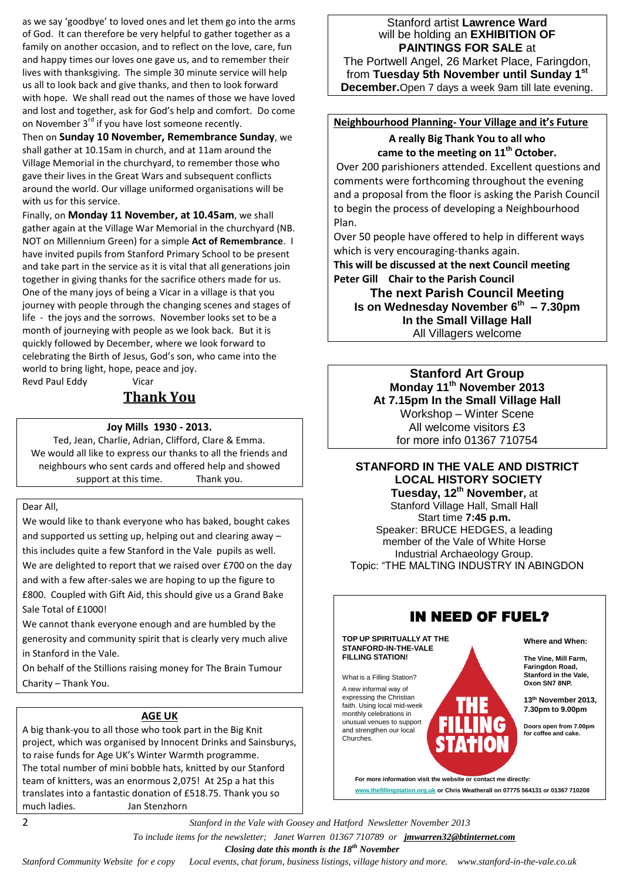as we say 'goodbye' to loved ones and let them go into the arms of God. It can therefore be very helpful to gather together as a family on another occasion, and to reflect on the love, care, fun and happy times our loves one gave us, and to remember their lives with thanksgiving. The simple 30 minute service will help us all to look back and give thanks, and then to look forward with hope. We shall read out the names of those we have loved and lost and together, ask for God's help and comfort. Do come on November 3rd if you have lost someone recently.

Then on **Sunday 10 November, Remembrance Sunday**, we shall gather at 10.15am in church, and at 11am around the Village Memorial in the churchyard, to remember those who gave their lives in the Great Wars and subsequent conflicts around the world. Our village uniformed organisations will be with us for this service.

Finally, on **Monday 11 November, at 10.45am**, we shall gather again at the Village War Memorial in the churchyard (NB. NOT on Millennium Green) for a simple **Act of Remembrance**. I have invited pupils from Stanford Primary School to be present and take part in the service as it is vital that all generations join together in giving thanks for the sacrifice others made for us. One of the many joys of being a Vicar in a village is that you journey with people through the changing scenes and stages of life - the joys and the sorrows. November looks set to be a month of journeying with people as we look back. But it is quickly followed by December, where we look forward to celebrating the Birth of Jesus, God's son, who came into the world to bring light, hope, peace and joy.

Revd Paul Eddy    Vicar

## Thank You

**Joy Mills 1930 - 2013.**

Ted, Jean, Charlie, Adrian, Clifford, Clare & Emma.
We would all like to express our thanks to all the friends and neighbours who sent cards and offered help and showed support at this time.    Thank you.

---

Dear All,

We would like to thank everyone who has baked, bought cakes and supported us setting up, helping out and clearing away – this includes quite a few Stanford in the Vale pupils as well.

We are delighted to report that we raised over £700 on the day and with a few after-sales we are hoping to up the figure to £800. Coupled with Gift Aid, this should give us a Grand Bake Sale Total of £1000!

We cannot thank everyone enough and are humbled by the generosity and community spirit that is clearly very much alive in Stanford in the Vale.

On behalf of the Stillions raising money for The Brain Tumour Charity – Thank You.

---

### AGE UK

A big thank-you to all those who took part in the Big Knit project, which was organised by Innocent Drinks and Sainsburys, to raise funds for Age UK's Winter Warmth programme.
The total number of mini bobble hats, knitted by our Stanford team of knitters, was an enormous 2,075! At 25p a hat this translates into a fantastic donation of £518.75. Thank you so much ladies.    Jan Stenzhorn

---

Stanford artist **Lawrence Ward** will be holding an **EXHIBITION OF PAINTINGS FOR SALE** at The Portwell Angel, 26 Market Place, Faringdon, from **Tuesday 5th November until Sunday 1st December.** Open 7 days a week 9am till late evening.

---

### Neighbourhood Planning- Your Village and it's Future

**A really Big Thank You to all who came to the meeting on 11th October.**

Over 200 parishioners attended. Excellent questions and comments were forthcoming throughout the evening and a proposal from the floor is asking the Parish Council to begin the process of developing a Neighbourhood Plan.

Over 50 people have offered to help in different ways which is very encouraging-thanks again.

**This will be discussed at the next Council meeting**

**Peter Gill  Chair to the Parish Council**

**The next Parish Council Meeting**
**Is on Wednesday November 6th – 7.30pm**
**In the Small Village Hall**
All Villagers welcome

---

**Stanford Art Group**
**Monday 11th November 2013**
**At 7.15pm In the Small Village Hall**
Workshop – Winter Scene
All welcome visitors £3
for more info 01367 710754

---

**STANFORD IN THE VALE AND DISTRICT LOCAL HISTORY SOCIETY**
**Tuesday, 12th November,** at
Stanford Village Hall, Small Hall
Start time **7:45 p.m.**
Speaker: BRUCE HEDGES, a leading member of the Vale of White Horse Industrial Archaeology Group.
Topic: "THE MALTING INDUSTRY IN ABINGDON

---

## IN NEED OF FUEL?

**TOP UP SPIRITUALLY AT THE STANFORD-IN-THE-VALE FILLING STATION!**

What is a Filling Station?

A new informal way of expressing the Christian faith. Using local mid-week monthly celebrations in unusual venues to support and strengthen our local Churches.

THE FILLING STATION

**Where and When:**

**The Vine, Mill Farm, Faringdon Road, Stanford in the Vale, Oxon SN7 8NP.**

**13th November 2013, 7.30pm to 9.00pm**

**Doors open from 7.00pm for coffee and cake.**

**For more information visit the website or contact me directly:**
www.thefillingstation.org.uk **or Chris Weatherall on 07775 564131 or 01367 710208**

---

*To include items for the newsletter; Janet Warren 01367 710789 or jmwarren32@btinternet.com*

***Closing date this month is the 18th November***

*Stanford Community Website for e copy   Local events, chat forum, business listings, village history and more.   www.stanford-in-the-vale.co.uk*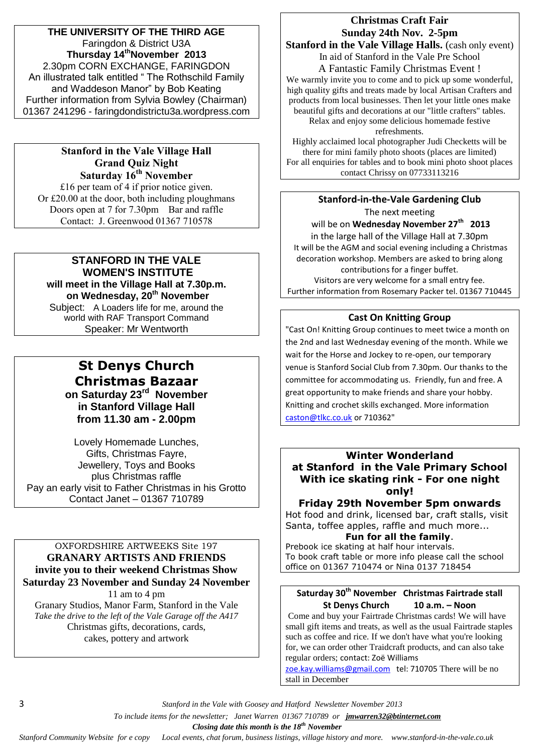## THE UNIVERSITY OF THE THIRD AGE

Faringdon & District U3A

**Thursday 14th November 2013**

2.30pm CORN EXCHANGE, FARINGDON

An illustrated talk entitled " The Rothschild Family and Waddeson Manor" by Bob Keating

Further information from Sylvia Bowley (Chairman) 01367 241296 - faringdondistrictu3a.wordpress.com

## Stanford in the Vale Village Hall Grand Quiz Night Saturday 16th November

£16 per team of 4 if prior notice given. Or £20.00 at the door, both including ploughmans

Doors open at 7 for 7.30pm  Bar and raffle

Contact: J. Greenwood 01367 710578

## STANFORD IN THE VALE WOMEN'S INSTITUTE

**will meet in the Village Hall at 7.30p.m. on Wednesday, 20th November**

Subject: A Loaders life for me, around the world with RAF Transport Command

Speaker: Mr Wentworth

## St Denys Church Christmas Bazaar

**on Saturday 23rd November in Stanford Village Hall from 11.30 am - 2.00pm**

Lovely Homemade Lunches, Gifts, Christmas Fayre, Jewellery, Toys and Books plus Christmas raffle

Pay an early visit to Father Christmas in his Grotto

Contact Janet – 01367 710789

OXFORDSHIRE ARTWEEKS Site 197

## GRANARY ARTISTS AND FRIENDS invite you to their weekend Christmas Show Saturday 23 November and Sunday 24 November

11 am to 4 pm

Granary Studios, Manor Farm, Stanford in the Vale

*Take the drive to the left of the Vale Garage off the A417*

Christmas gifts, decorations, cards, cakes, pottery and artwork

## Christmas Craft Fair Sunday 24th Nov. 2-5pm

**Stanford in the Vale Village Halls.** (cash only event)

In aid of Stanford in the Vale Pre School

A Fantastic Family Christmas Event !

We warmly invite you to come and to pick up some wonderful, high quality gifts and treats made by local Artisan Crafters and products from local businesses. Then let your little ones make beautiful gifts and decorations at our "little crafters" tables. Relax and enjoy some delicious homemade festive refreshments.

Highly acclaimed local photographer Judi Checketts will be there for mini family photo shoots (places are limited)

For all enquiries for tables and to book mini photo shoot places contact Chrissy on 07733113216

## Stanford-in-the-Vale Gardening Club

The next meeting will be on **Wednesday November 27th 2013** in the large hall of the Village Hall at 7.30pm

It will be the AGM and social evening including a Christmas decoration workshop. Members are asked to bring along contributions for a finger buffet.

Visitors are very welcome for a small entry fee.

Further information from Rosemary Packer tel. 01367 710445

## Cast On Knitting Group

"Cast On! Knitting Group continues to meet twice a month on the 2nd and last Wednesday evening of the month. While we wait for the Horse and Jockey to re-open, our temporary venue is Stanford Social Club from 7.30pm. Our thanks to the committee for accommodating us. Friendly, fun and free. A great opportunity to make friends and share your hobby. Knitting and crochet skills exchanged. More information caston@tlkc.co.uk or 710362"

## Winter Wonderland at Stanford in the Vale Primary School With ice skating rink - For one night only!

**Friday 29th November 5pm onwards**

Hot food and drink, licensed bar, craft stalls, visit Santa, toffee apples, raffle and much more...

**Fun for all the family.**

Prebook ice skating at half hour intervals.

To book craft table or more info please call the school office on 01367 710474 or Nina 0137 718454

## Saturday 30th November Christmas Fairtrade stall St Denys Church 10 a.m. – Noon

Come and buy your Fairtrade Christmas cards! We will have small gift items and treats, as well as the usual Fairtrade staples such as coffee and rice. If we don't have what you're looking for, we can order other Traidcraft products, and can also take regular orders; contact: Zoë Williams zoe.kay.williams@gmail.com tel: 710705 There will be no stall in December

*To include items for the newsletter; Janet Warren 01367 710789 or **jmwarren32@btinternet.com***

***Closing date this month is the 18th November***

*Stanford Community Website for e copy  Local events, chat forum, business listings, village history and more.  www.stanford-in-the-vale.co.uk*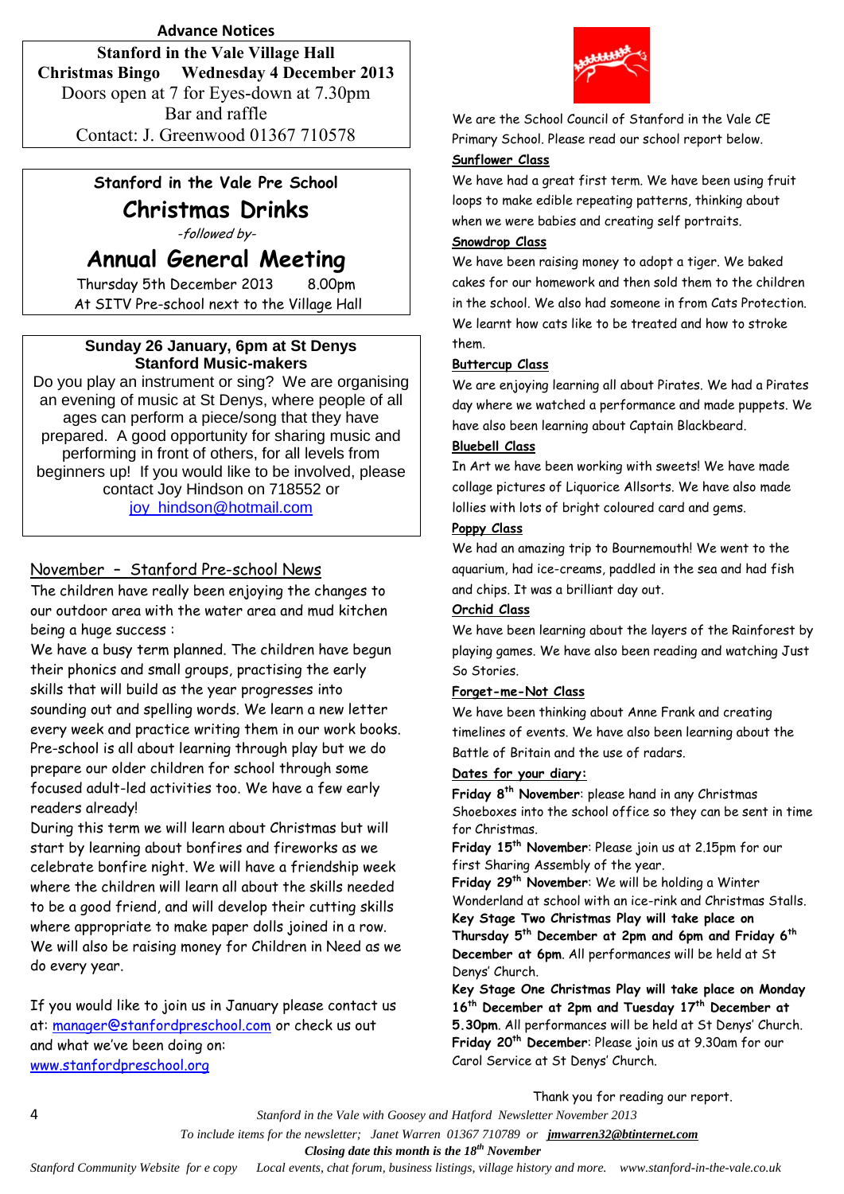**Advance Notices**

**Stanford in the Vale Village Hall**
**Christmas Bingo Wednesday 4 December 2013**
Doors open at 7 for Eyes-down at 7.30pm
Bar and raffle
Contact: J. Greenwood 01367 710578

**Stanford in the Vale Pre School**

**Christmas Drinks**

*-followed by-*

**Annual General Meeting**

Thursday 5th December 2013 8.00pm
At SITV Pre-school next to the Village Hall

**Sunday 26 January, 6pm at St Denys**
**Stanford Music-makers**

Do you play an instrument or sing? We are organising an evening of music at St Denys, where people of all ages can perform a piece/song that they have prepared. A good opportunity for sharing music and performing in front of others, for all levels from beginners up! If you would like to be involved, please contact Joy Hindson on 718552 or joy_hindson@hotmail.com

## November – Stanford Pre-school News

The children have really been enjoying the changes to our outdoor area with the water area and mud kitchen being a huge success :

We have a busy term planned. The children have begun their phonics and small groups, practising the early skills that will build as the year progresses into sounding out and spelling words. We learn a new letter every week and practice writing them in our work books. Pre-school is all about learning through play but we do prepare our older children for school through some focused adult-led activities too. We have a few early readers already!

During this term we will learn about Christmas but will start by learning about bonfires and fireworks as we celebrate bonfire night. We will have a friendship week where the children will learn all about the skills needed to be a good friend, and will develop their cutting skills where appropriate to make paper dolls joined in a row. We will also be raising money for Children in Need as we do every year.

If you would like to join us in January please contact us at: manager@stanfordpreschool.com or check us out and what we've been doing on: www.stanfordpreschool.org

We are the School Council of Stanford in the Vale CE Primary School. Please read our school report below.

**Sunflower Class**

We have had a great first term. We have been using fruit loops to make edible repeating patterns, thinking about when we were babies and creating self portraits.

**Snowdrop Class**

We have been raising money to adopt a tiger. We baked cakes for our homework and then sold them to the children in the school. We also had someone in from Cats Protection. We learnt how cats like to be treated and how to stroke them.

**Buttercup Class**

We are enjoying learning all about Pirates. We had a Pirates day where we watched a performance and made puppets. We have also been learning about Captain Blackbeard.

**Bluebell Class**

In Art we have been working with sweets! We have made collage pictures of Liquorice Allsorts. We have also made lollies with lots of bright coloured card and gems.

**Poppy Class**

We had an amazing trip to Bournemouth! We went to the aquarium, had ice-creams, paddled in the sea and had fish and chips. It was a brilliant day out.

**Orchid Class**

We have been learning about the layers of the Rainforest by playing games. We have also been reading and watching Just So Stories.

**Forget-me-Not Class**

We have been thinking about Anne Frank and creating timelines of events. We have also been learning about the Battle of Britain and the use of radars.

**Dates for your diary:**

**Friday 8th November**: please hand in any Christmas Shoeboxes into the school office so they can be sent in time for Christmas.

**Friday 15th November**: Please join us at 2.15pm for our first Sharing Assembly of the year.

**Friday 29th November**: We will be holding a Winter Wonderland at school with an ice-rink and Christmas Stalls.

**Key Stage Two Christmas Play will take place on Thursday 5th December at 2pm and 6pm and Friday 6th December at 6pm**. All performances will be held at St Denys' Church.

**Key Stage One Christmas Play will take place on Monday 16th December at 2pm and Tuesday 17th December at 5.30pm**. All performances will be held at St Denys' Church.

**Friday 20th December**: Please join us at 9.30am for our Carol Service at St Denys' Church.

Thank you for reading our report.

*To include items for the newsletter; Janet Warren 01367 710789 or **jmwarren32@btinternet.com***

***Closing date this month is the 18th November***

*Stanford Community Website for e copy Local events, chat forum, business listings, village history and more. www.stanford-in-the-vale.co.uk*